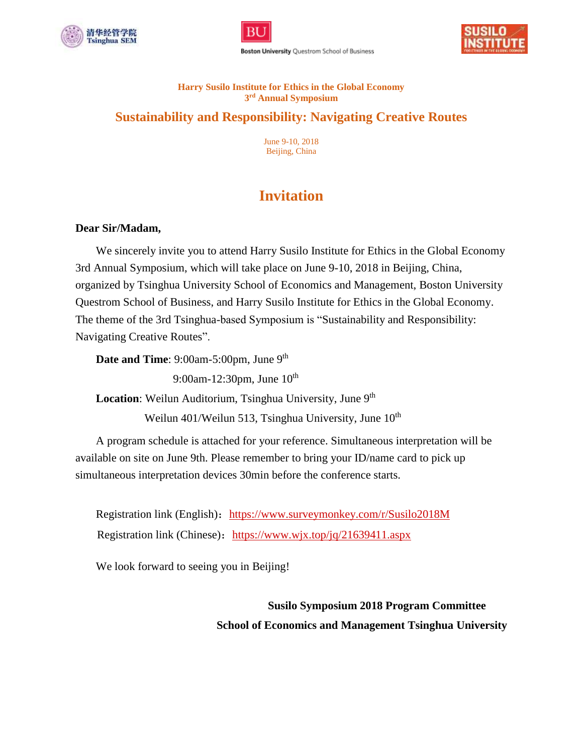清华经管学院 Tsinghua SEM

BU Boston University Questrom School of Business

SUSILO INSTITUTE

**Harry Susilo Institute for Ethics in the Global Economy**
**3rd Annual Symposium**

## Sustainability and Responsibility: Navigating Creative Routes

June 9-10, 2018
Beijing, China

# Invitation

**Dear Sir/Madam,**

We sincerely invite you to attend Harry Susilo Institute for Ethics in the Global Economy 3rd Annual Symposium, which will take place on June 9-10, 2018 in Beijing, China, organized by Tsinghua University School of Economics and Management, Boston University Questrom School of Business, and Harry Susilo Institute for Ethics in the Global Economy. The theme of the 3rd Tsinghua-based Symposium is “Sustainability and Responsibility: Navigating Creative Routes”.

**Date and Time**: 9:00am-5:00pm, June 9th
9:00am-12:30pm, June 10th

**Location**: Weilun Auditorium, Tsinghua University, June 9th
Weilun 401/Weilun 513, Tsinghua University, June 10th

A program schedule is attached for your reference. Simultaneous interpretation will be available on site on June 9th. Please remember to bring your ID/name card to pick up simultaneous interpretation devices 30min before the conference starts.

Registration link (English)：https://www.surveymonkey.com/r/Susilo2018M

Registration link (Chinese)：https://www.wjx.top/jq/21639411.aspx

We look forward to seeing you in Beijing!

**Susilo Symposium 2018 Program Committee**
**School of Economics and Management Tsinghua University**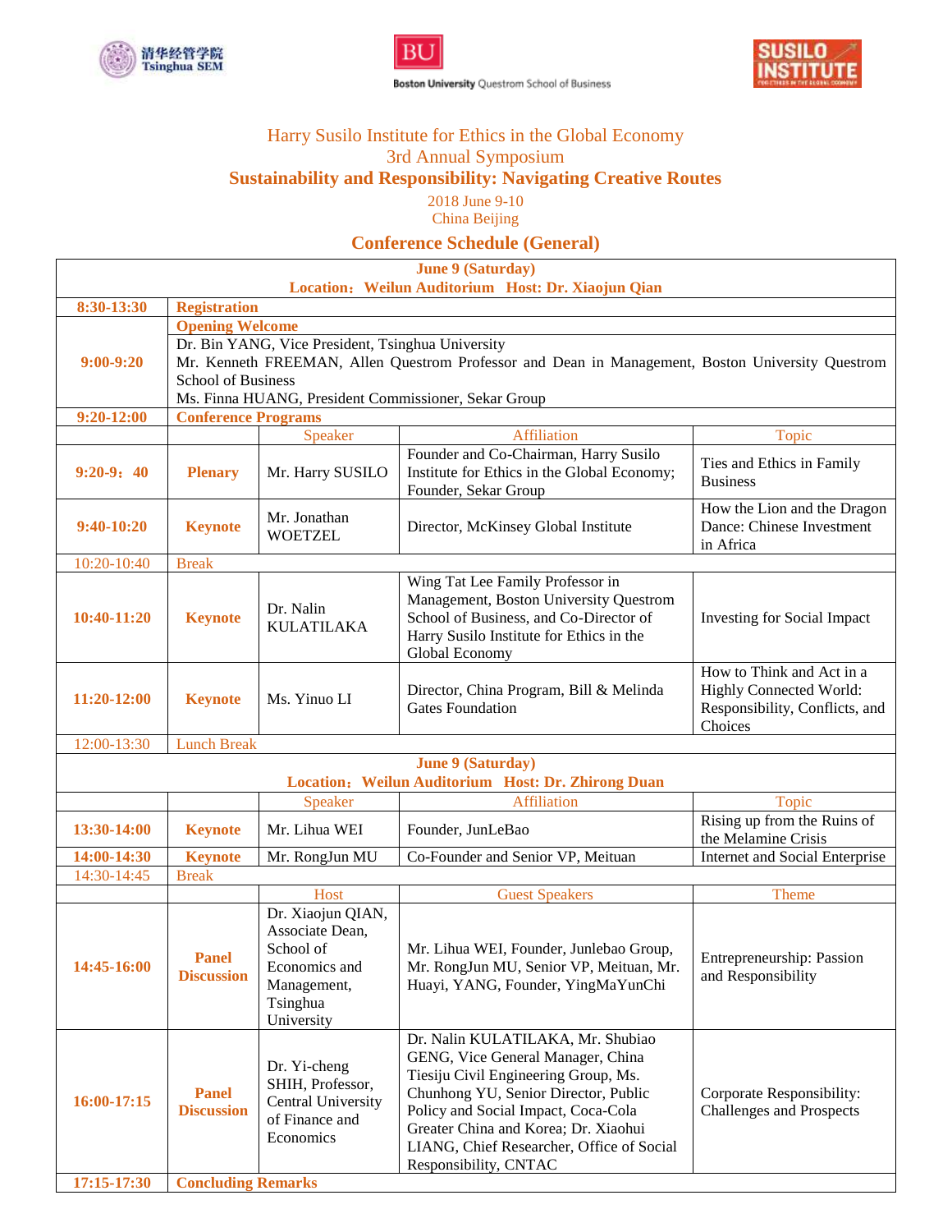Harry Susilo Institute for Ethics in the Global Economy

3rd Annual Symposium

## Sustainability and Responsibility: Navigating Creative Routes

2018 June 9-10

China Beijing

## Conference Schedule (General)

**June 9 (Saturday)**

**Location：Weilun Auditorium Host: Dr. Xiaojun Qian**

| | | | | |
|---|---|---|---|---|
| **8:30-13:30** | **Registration** | | | |
| **9:00-9:20** | **Opening Welcome**<br>Dr. Bin YANG, Vice President, Tsinghua University<br>Mr. Kenneth FREEMAN, Allen Questrom Professor and Dean in Management, Boston University Questrom School of Business<br>Ms. Finna HUANG, President Commissioner, Sekar Group | | | |
| **9:20-12:00** | **Conference Programs** | | | |
| | | Speaker | Affiliation | Topic |
| **9:20-9：40** | **Plenary** | Mr. Harry SUSILO | Founder and Co-Chairman, Harry Susilo Institute for Ethics in the Global Economy; Founder, Sekar Group | Ties and Ethics in Family Business |
| **9:40-10:20** | **Keynote** | Mr. Jonathan WOETZEL | Director, McKinsey Global Institute | How the Lion and the Dragon Dance: Chinese Investment in Africa |
| 10:20-10:40 | Break | | | |
| **10:40-11:20** | **Keynote** | Dr. Nalin KULATILAKA | Wing Tat Lee Family Professor in Management, Boston University Questrom School of Business, and Co-Director of Harry Susilo Institute for Ethics in the Global Economy | Investing for Social Impact |
| **11:20-12:00** | **Keynote** | Ms. Yinuo LI | Director, China Program, Bill & Melinda Gates Foundation | How to Think and Act in a Highly Connected World: Responsibility, Conflicts, and Choices |
| 12:00-13:30 | Lunch Break | | | |

**June 9 (Saturday)**

**Location：Weilun Auditorium Host: Dr. Zhirong Duan**

| | | | | |
|---|---|---|---|---|
| | | Speaker | Affiliation | Topic |
| **13:30-14:00** | **Keynote** | Mr. Lihua WEI | Founder, JunLeBao | Rising up from the Ruins of the Melamine Crisis |
| **14:00-14:30** | **Keynote** | Mr. RongJun MU | Co-Founder and Senior VP, Meituan | Internet and Social Enterprise |
| 14:30-14:45 | Break | | | |
| | | Host | Guest Speakers | Theme |
| **14:45-16:00** | **Panel Discussion** | Dr. Xiaojun QIAN, Associate Dean, School of Economics and Management, Tsinghua University | Mr. Lihua WEI, Founder, Junlebao Group, Mr. RongJun MU, Senior VP, Meituan, Mr. Huayi, YANG, Founder, YingMaYunChi | Entrepreneurship: Passion and Responsibility |
| **16:00-17:15** | **Panel Discussion** | Dr. Yi-cheng SHIH, Professor, Central University of Finance and Economics | Dr. Nalin KULATILAKA, Mr. Shubiao GENG, Vice General Manager, China Tiesiju Civil Engineering Group, Ms. Chunhong YU, Senior Director, Public Policy and Social Impact, Coca-Cola Greater China and Korea; Dr. Xiaohui LIANG, Chief Researcher, Office of Social Responsibility, CNTAC | Corporate Responsibility: Challenges and Prospects |
| **17:15-17:30** | **Concluding Remarks** | | | |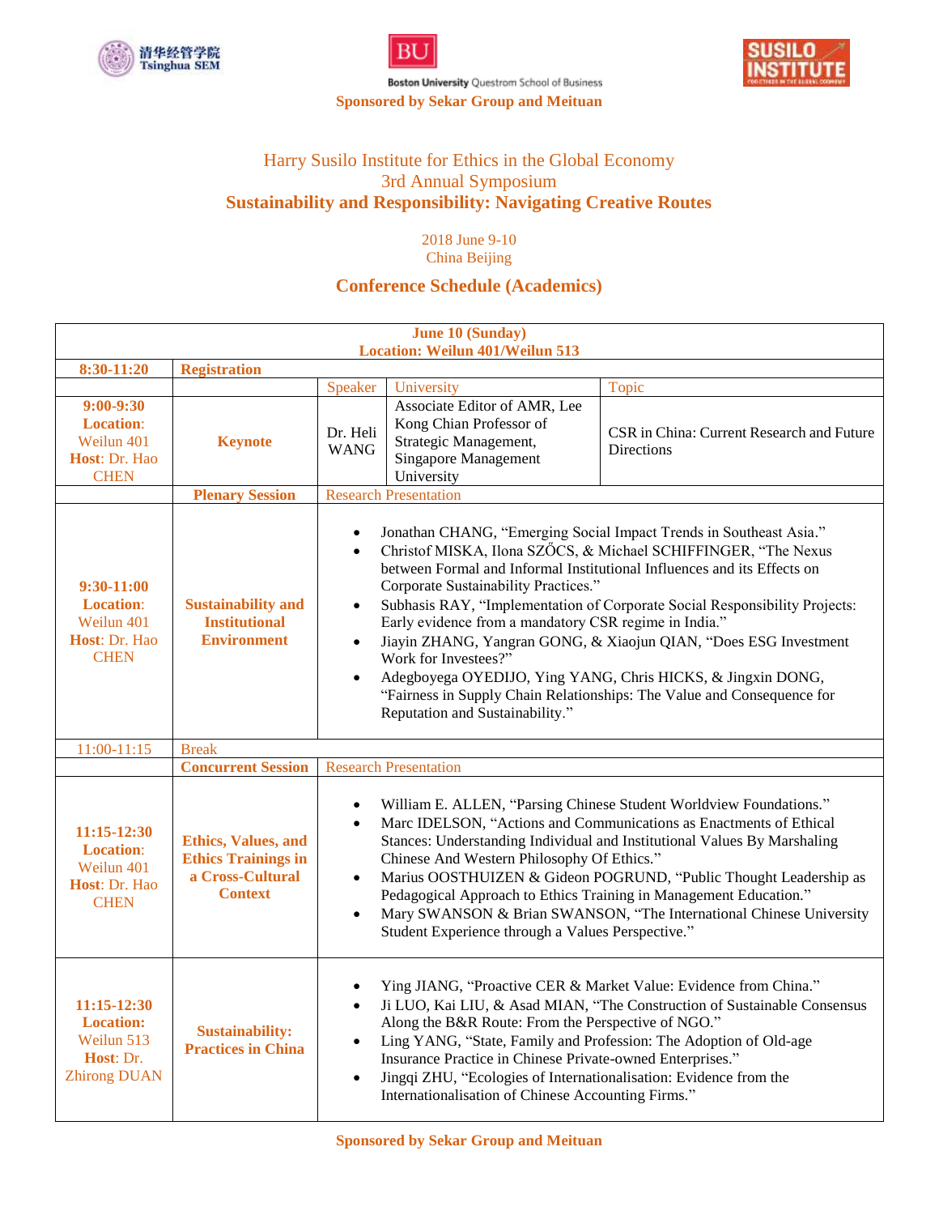Boston University Questrom School of Business

**Sponsored by Sekar Group and Meituan**

# Harry Susilo Institute for Ethics in the Global Economy
## 3rd Annual Symposium
## **Sustainability and Responsibility: Navigating Creative Routes**

2018 June 9-10
China Beijing

## Conference Schedule (Academics)

| **June 10 (Sunday)**<br>**Location: Weilun 401/Weilun 513** | | | | |
|---|---|---|---|---|
| **8:30-11:20** | **Registration** | | | |
| | | Speaker | University | Topic |
| **9:00-9:30**<br>**Location**: Weilun 401<br>**Host**: Dr. Hao CHEN | **Keynote** | Dr. Heli WANG | Associate Editor of AMR, Lee Kong Chian Professor of Strategic Management, Singapore Management University | CSR in China: Current Research and Future Directions |
| | **Plenary Session** | Research Presentation | | |
| **9:30-11:00**<br>**Location**: Weilun 401<br>**Host**: Dr. Hao CHEN | **Sustainability and Institutional Environment** | • Jonathan CHANG, "Emerging Social Impact Trends in Southeast Asia."<br>• Christof MISKA, Ilona SZŐCS, & Michael SCHIFFINGER, "The Nexus between Formal and Informal Institutional Influences and its Effects on Corporate Sustainability Practices."<br>• Subhasis RAY, "Implementation of Corporate Social Responsibility Projects: Early evidence from a mandatory CSR regime in India."<br>• Jiayin ZHANG, Yangran GONG, & Xiaojun QIAN, "Does ESG Investment Work for Investees?"<br>• Adegboyega OYEDIJO, Ying YANG, Chris HICKS, & Jingxin DONG, "Fairness in Supply Chain Relationships: The Value and Consequence for Reputation and Sustainability." | | |
| 11:00-11:15 | Break | | | |
| | **Concurrent Session** | Research Presentation | | |
| **11:15-12:30**<br>**Location**: Weilun 401<br>**Host**: Dr. Hao CHEN | **Ethics, Values, and Ethics Trainings in a Cross-Cultural Context** | • William E. ALLEN, "Parsing Chinese Student Worldview Foundations."<br>• Marc IDELSON, "Actions and Communications as Enactments of Ethical Stances: Understanding Individual and Institutional Values By Marshaling Chinese And Western Philosophy Of Ethics."<br>• Marius OOSTHUIZEN & Gideon POGRUND, "Public Thought Leadership as Pedagogical Approach to Ethics Training in Management Education."<br>• Mary SWANSON & Brian SWANSON, "The International Chinese University Student Experience through a Values Perspective." | | |
| **11:15-12:30**<br>**Location:** Weilun 513<br>**Host**: Dr. Zhirong DUAN | **Sustainability: Practices in China** | • Ying JIANG, "Proactive CER & Market Value: Evidence from China."<br>• Ji LUO, Kai LIU, & Asad MIAN, "The Construction of Sustainable Consensus Along the B&R Route: From the Perspective of NGO."<br>• Ling YANG, "State, Family and Profession: The Adoption of Old-age Insurance Practice in Chinese Private-owned Enterprises."<br>• Jingqi ZHU, "Ecologies of Internationalisation: Evidence from the Internationalisation of Chinese Accounting Firms." | | |

**Sponsored by Sekar Group and Meituan**